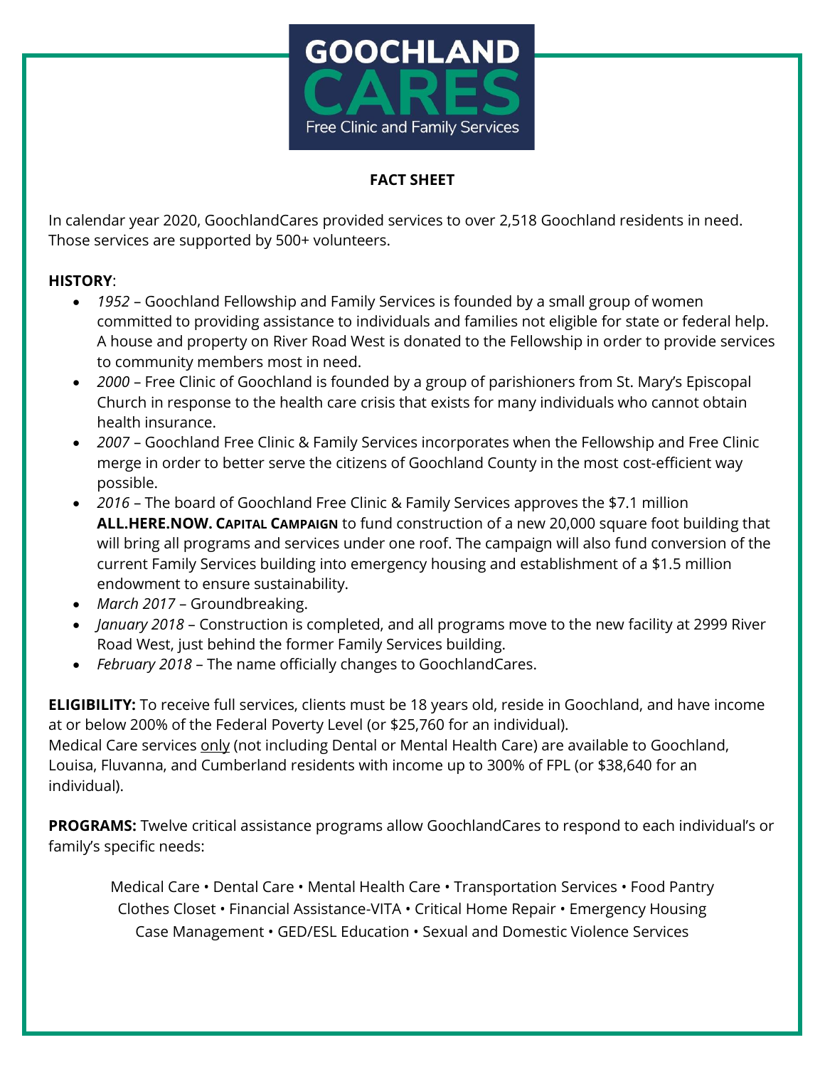# GOOCHLAND CARES

Free Clinic and Family Services

## FACT SHEET

In calendar year 2020, GoochlandCares provided services to over 2,518 Goochland residents in need. Those services are supported by 500+ volunteers.

**HISTORY**:

- *1952* – Goochland Fellowship and Family Services is founded by a small group of women committed to providing assistance to individuals and families not eligible for state or federal help. A house and property on River Road West is donated to the Fellowship in order to provide services to community members most in need.
- *2000* – Free Clinic of Goochland is founded by a group of parishioners from St. Mary's Episcopal Church in response to the health care crisis that exists for many individuals who cannot obtain health insurance.
- *2007* – Goochland Free Clinic & Family Services incorporates when the Fellowship and Free Clinic merge in order to better serve the citizens of Goochland County in the most cost-efficient way possible.
- *2016* – The board of Goochland Free Clinic & Family Services approves the $7.1 million **ALL.HERE.NOW. CAPITAL CAMPAIGN** to fund construction of a new 20,000 square foot building that will bring all programs and services under one roof. The campaign will also fund conversion of the current Family Services building into emergency housing and establishment of a $1.5 million endowment to ensure sustainability.
- *March 2017* – Groundbreaking.
- *January 2018* – Construction is completed, and all programs move to the new facility at 2999 River Road West, just behind the former Family Services building.
- *February 2018* – The name officially changes to GoochlandCares.

**ELIGIBILITY:** To receive full services, clients must be 18 years old, reside in Goochland, and have income at or below 200% of the Federal Poverty Level (or $25,760 for an individual).
Medical Care services only (not including Dental or Mental Health Care) are available to Goochland, Louisa, Fluvanna, and Cumberland residents with income up to 300% of FPL (or $38,640 for an individual).

**PROGRAMS:** Twelve critical assistance programs allow GoochlandCares to respond to each individual's or family's specific needs:

Medical Care • Dental Care • Mental Health Care • Transportation Services • Food Pantry
Clothes Closet • Financial Assistance-VITA • Critical Home Repair • Emergency Housing
Case Management • GED/ESL Education • Sexual and Domestic Violence Services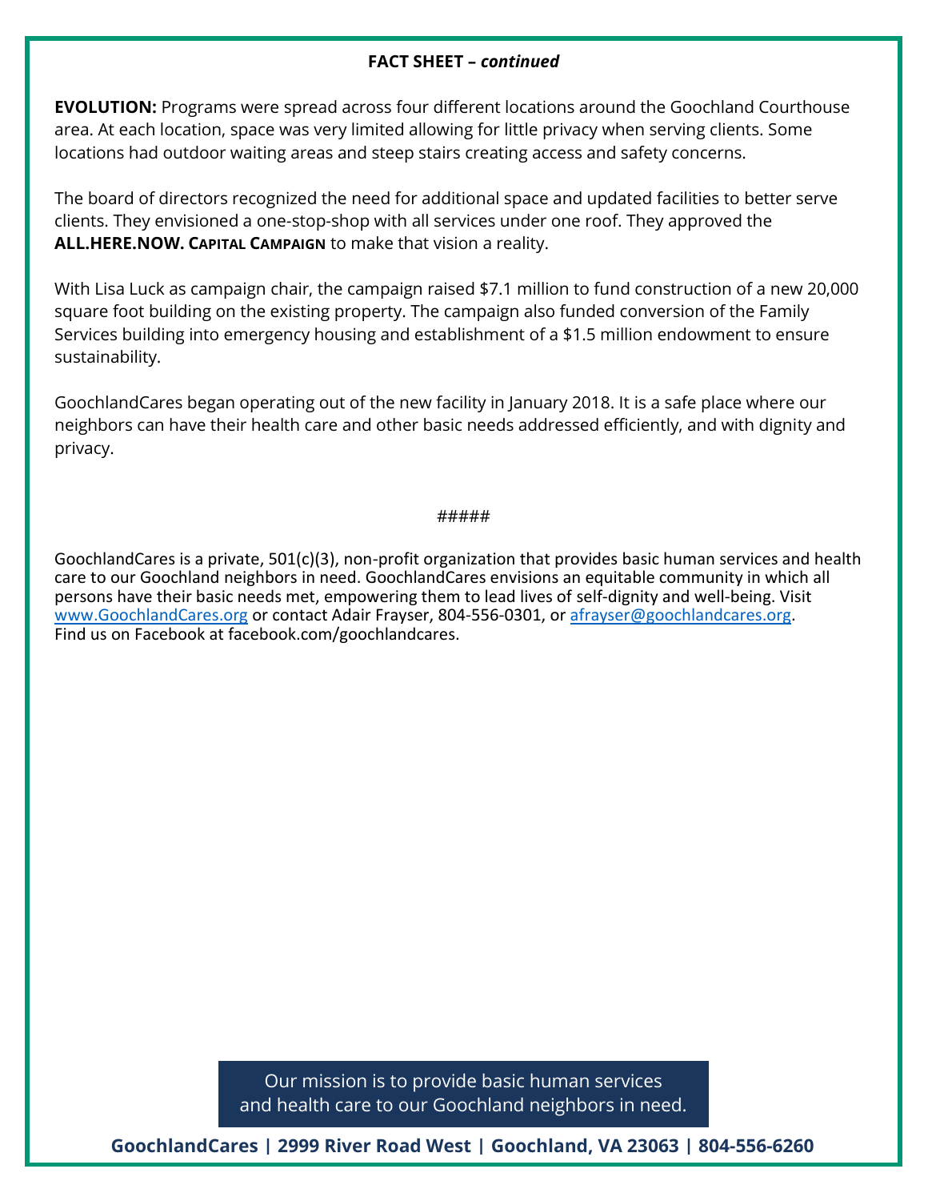**FACT SHEET – *continued***

**EVOLUTION:** Programs were spread across four different locations around the Goochland Courthouse area. At each location, space was very limited allowing for little privacy when serving clients. Some locations had outdoor waiting areas and steep stairs creating access and safety concerns.

The board of directors recognized the need for additional space and updated facilities to better serve clients. They envisioned a one-stop-shop with all services under one roof. They approved the **ALL.HERE.NOW. CAPITAL CAMPAIGN** to make that vision a reality.

With Lisa Luck as campaign chair, the campaign raised $7.1 million to fund construction of a new 20,000 square foot building on the existing property. The campaign also funded conversion of the Family Services building into emergency housing and establishment of a $1.5 million endowment to ensure sustainability.

GoochlandCares began operating out of the new facility in January 2018. It is a safe place where our neighbors can have their health care and other basic needs addressed efficiently, and with dignity and privacy.

#####

GoochlandCares is a private, 501(c)(3), non-profit organization that provides basic human services and health care to our Goochland neighbors in need. GoochlandCares envisions an equitable community in which all persons have their basic needs met, empowering them to lead lives of self-dignity and well-being. Visit www.GoochlandCares.org or contact Adair Frayser, 804-556-0301, or afrayser@goochlandcares.org.
Find us on Facebook at facebook.com/goochlandcares.

Our mission is to provide basic human services and health care to our Goochland neighbors in need.

**GoochlandCares | 2999 River Road West | Goochland, VA 23063 | 804-556-6260**